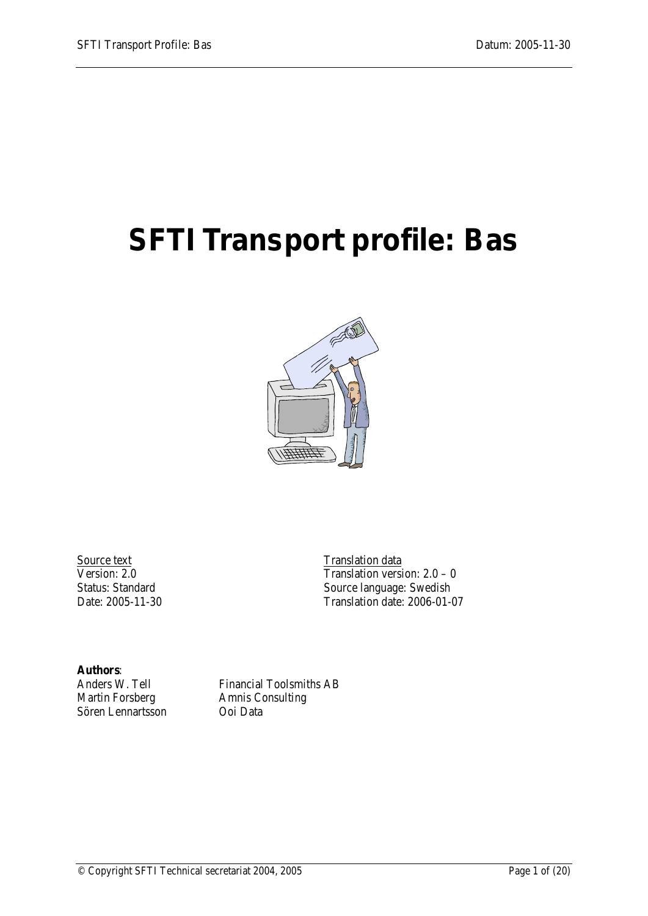# SFTI Transport profile: Bas

<u>Source text</u>
Version: 2.0
Status: Standard
Date: 2005-11-30

<u>Translation data</u>
Translation version: 2.0 – 0
Source language: Swedish
Translation date: 2006-01-07

**Authors**:

| | |
|---|---|
| Anders W. Tell | Financial Toolsmiths AB |
| Martin Forsberg | Amnis Consulting |
| Sören Lennartsson | Ooi Data |

© Copyright SFTI Technical secretariat 2004, 2005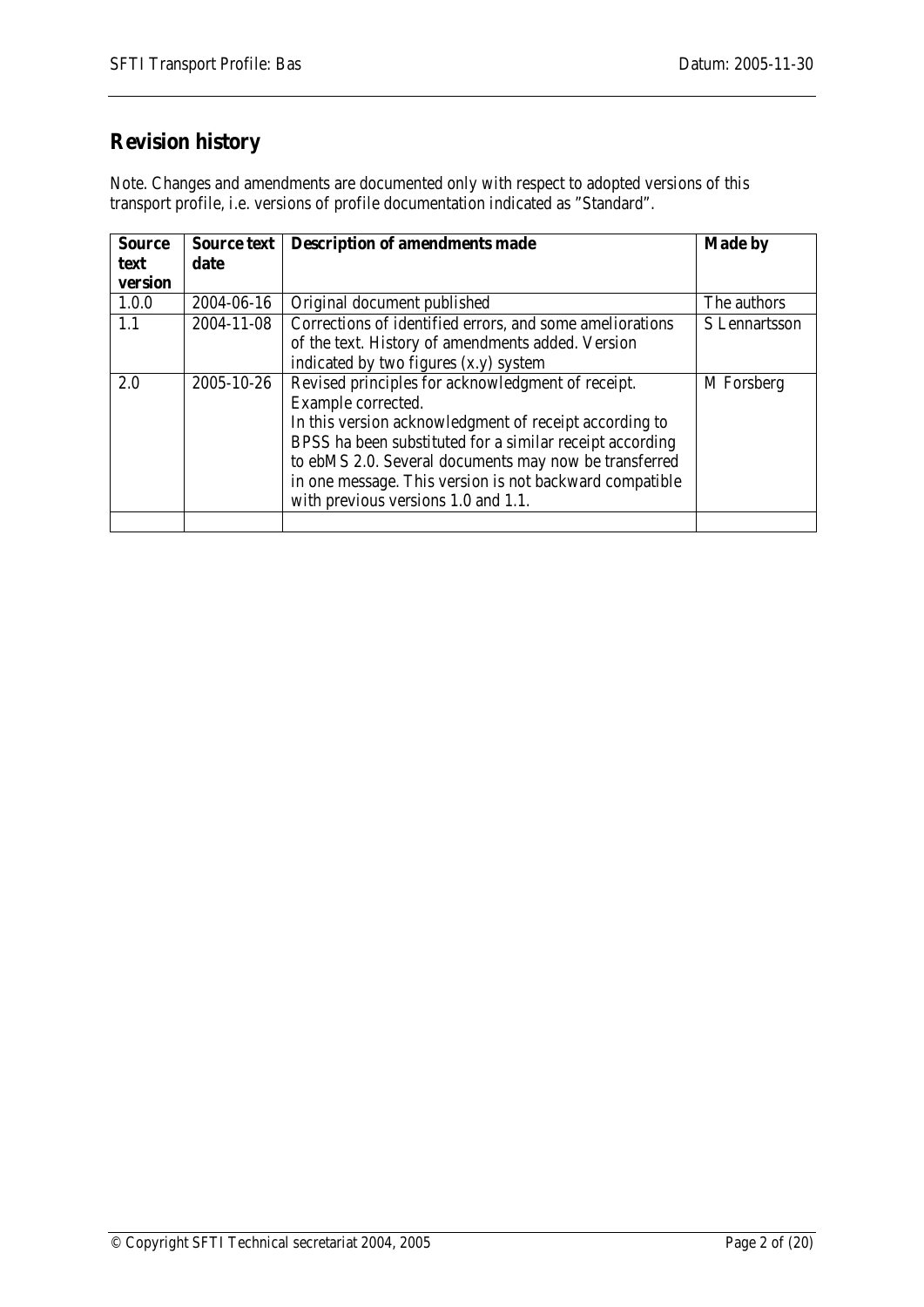## Revision history

Note. Changes and amendments are documented only with respect to adopted versions of this transport profile, i.e. versions of profile documentation indicated as "Standard".

| Source text version | Source text date | Description of amendments made | Made by |
|---|---|---|---|
| 1.0.0 | 2004-06-16 | Original document published | The authors |
| 1.1 | 2004-11-08 | Corrections of identified errors, and some ameliorations of the text. History of amendments added. Version indicated by two figures (x.y) system | S Lennartsson |
| 2.0 | 2005-10-26 | Revised principles for acknowledgment of receipt. Example corrected. In this version acknowledgment of receipt according to BPSS ha been substituted for a similar receipt according to ebMS 2.0. Several documents may now be transferred in one message. This version is not backward compatible with previous versions 1.0 and 1.1. | M Forsberg |
| | | | |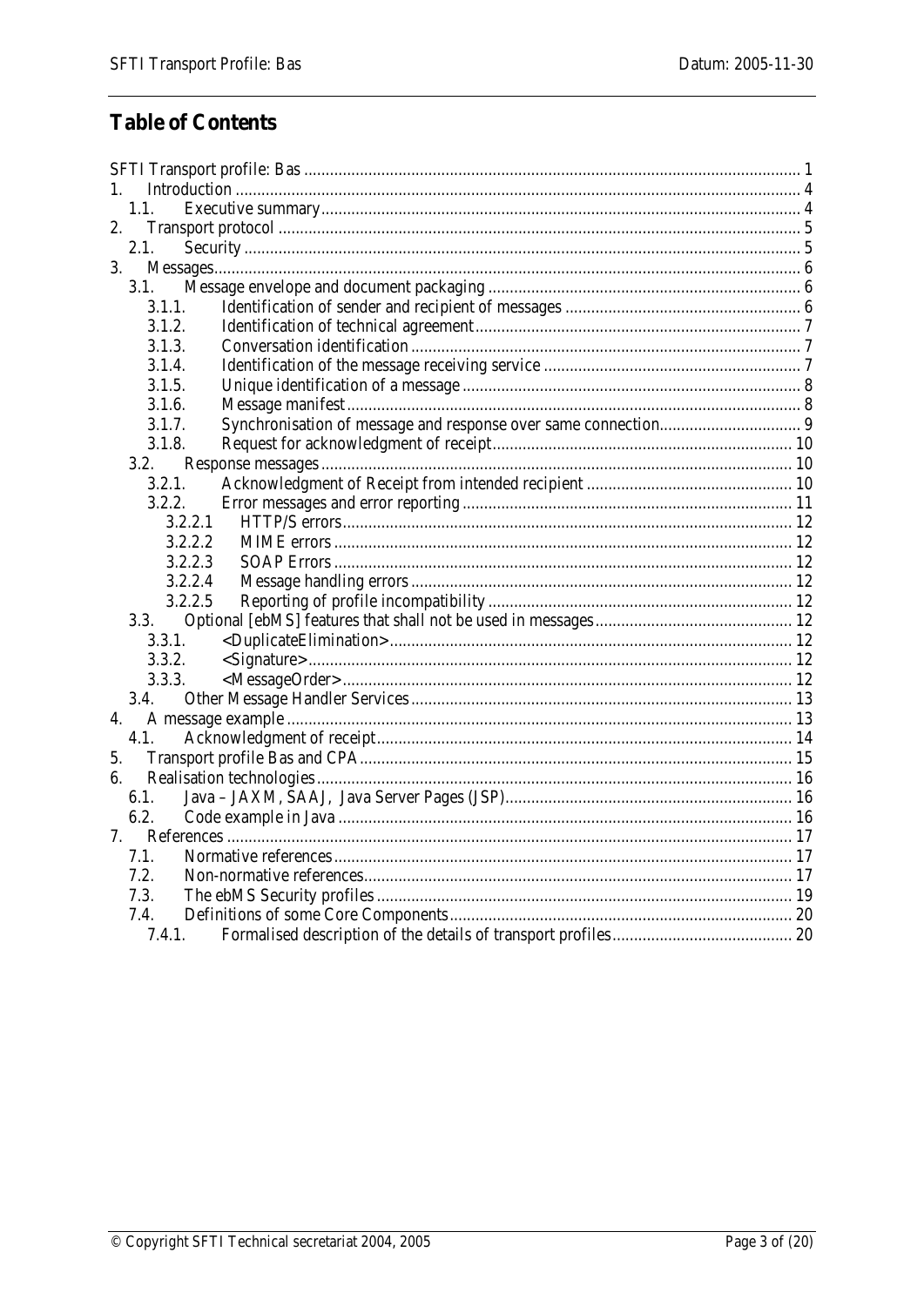# Table of Contents

- SFTI Transport profile: Bas ..... 1
- 1. Introduction ..... 4
  - 1.1. Executive summary ..... 4
- 2. Transport protocol ..... 5
  - 2.1. Security ..... 5
- 3. Messages ..... 6
  - 3.1. Message envelope and document packaging ..... 6
    - 3.1.1. Identification of sender and recipient of messages ..... 6
    - 3.1.2. Identification of technical agreement ..... 7
    - 3.1.3. Conversation identification ..... 7
    - 3.1.4. Identification of the message receiving service ..... 7
    - 3.1.5. Unique identification of a message ..... 8
    - 3.1.6. Message manifest ..... 8
    - 3.1.7. Synchronisation of message and response over same connection ..... 9
    - 3.1.8. Request for acknowledgment of receipt ..... 10
  - 3.2. Response messages ..... 10
    - 3.2.1. Acknowledgment of Receipt from intended recipient ..... 10
    - 3.2.2. Error messages and error reporting ..... 11
      - 3.2.2.1 HTTP/S errors ..... 12
      - 3.2.2.2 MIME errors ..... 12
      - 3.2.2.3 SOAP Errors ..... 12
      - 3.2.2.4 Message handling errors ..... 12
      - 3.2.2.5 Reporting of profile incompatibility ..... 12
  - 3.3. Optional [ebMS] features that shall not be used in messages ..... 12
    - 3.3.1. <DuplicateElimination> ..... 12
    - 3.3.2. <Signature> ..... 12
    - 3.3.3. <MessageOrder> ..... 12
  - 3.4. Other Message Handler Services ..... 13
- 4. A message example ..... 13
  - 4.1. Acknowledgment of receipt ..... 14
- 5. Transport profile Bas and CPA ..... 15
- 6. Realisation technologies ..... 16
  - 6.1. Java – JAXM, SAAJ, Java Server Pages (JSP) ..... 16
  - 6.2. Code example in Java ..... 16
- 7. References ..... 17
  - 7.1. Normative references ..... 17
  - 7.2. Non-normative references ..... 17
  - 7.3. The ebMS Security profiles ..... 19
  - 7.4. Definitions of some Core Components ..... 20
    - 7.4.1. Formalised description of the details of transport profiles ..... 20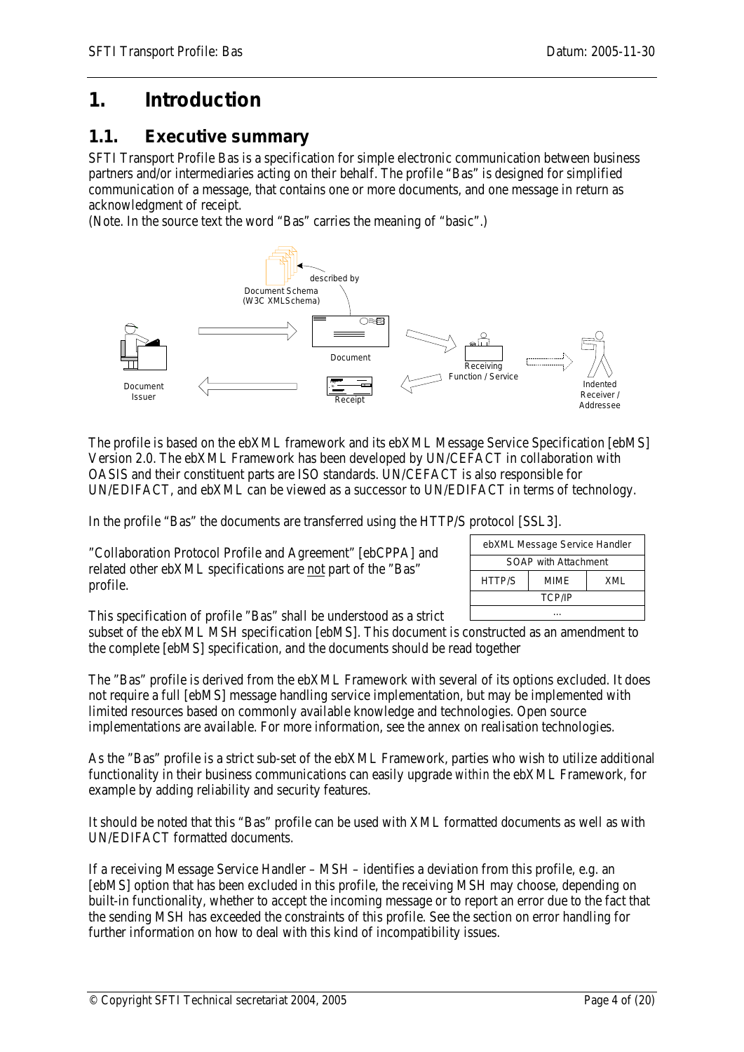# 1. Introduction

## 1.1. Executive summary

SFTI Transport Profile Bas is a specification for simple electronic communication between business partners and/or intermediaries acting on their behalf. The profile "Bas" is designed for simplified communication of a message, that contains one or more documents, and one message in return as acknowledgment of receipt.
(Note. In the source text the word "Bas" carries the meaning of "basic".)

The profile is based on the ebXML framework and its ebXML Message Service Specification [ebMS] Version 2.0. The ebXML Framework has been developed by UN/CEFACT in collaboration with OASIS and their constituent parts are ISO standards. UN/CEFACT is also responsible for UN/EDIFACT, and ebXML can be viewed as a successor to UN/EDIFACT in terms of technology.

In the profile "Bas" the documents are transferred using the HTTP/S protocol [SSL3].

"Collaboration Protocol Profile and Agreement" [ebCPPA] and related other ebXML specifications are not part of the "Bas" profile.

| ebXML Message Service Handler | | |
|---|---|---|
| SOAP with Attachment | | |
| HTTP/S | MIME | XML |
| TCP/IP | | |
| … | | |

This specification of profile "Bas" shall be understood as a strict subset of the ebXML MSH specification [ebMS]. This document is constructed as an amendment to the complete [ebMS] specification, and the documents should be read together

The "Bas" profile is derived from the ebXML Framework with several of its options excluded. It does not require a full [ebMS] message handling service implementation, but may be implemented with limited resources based on commonly available knowledge and technologies. Open source implementations are available. For more information, see the annex on realisation technologies.

As the "Bas" profile is a strict sub-set of the ebXML Framework, parties who wish to utilize additional functionality in their business communications can easily upgrade *within* the ebXML Framework, for example by adding reliability and security features.

It should be noted that this "Bas" profile can be used with XML formatted documents as well as with UN/EDIFACT formatted documents.

If a receiving Message Service Handler – MSH – identifies a deviation from this profile, e.g. an [ebMS] option that has been excluded in this profile, the receiving MSH may choose, depending on built-in functionality, whether to accept the incoming message or to report an error due to the fact that the sending MSH has exceeded the constraints of this profile. See the section on error handling for further information on how to deal with this kind of incompatibility issues.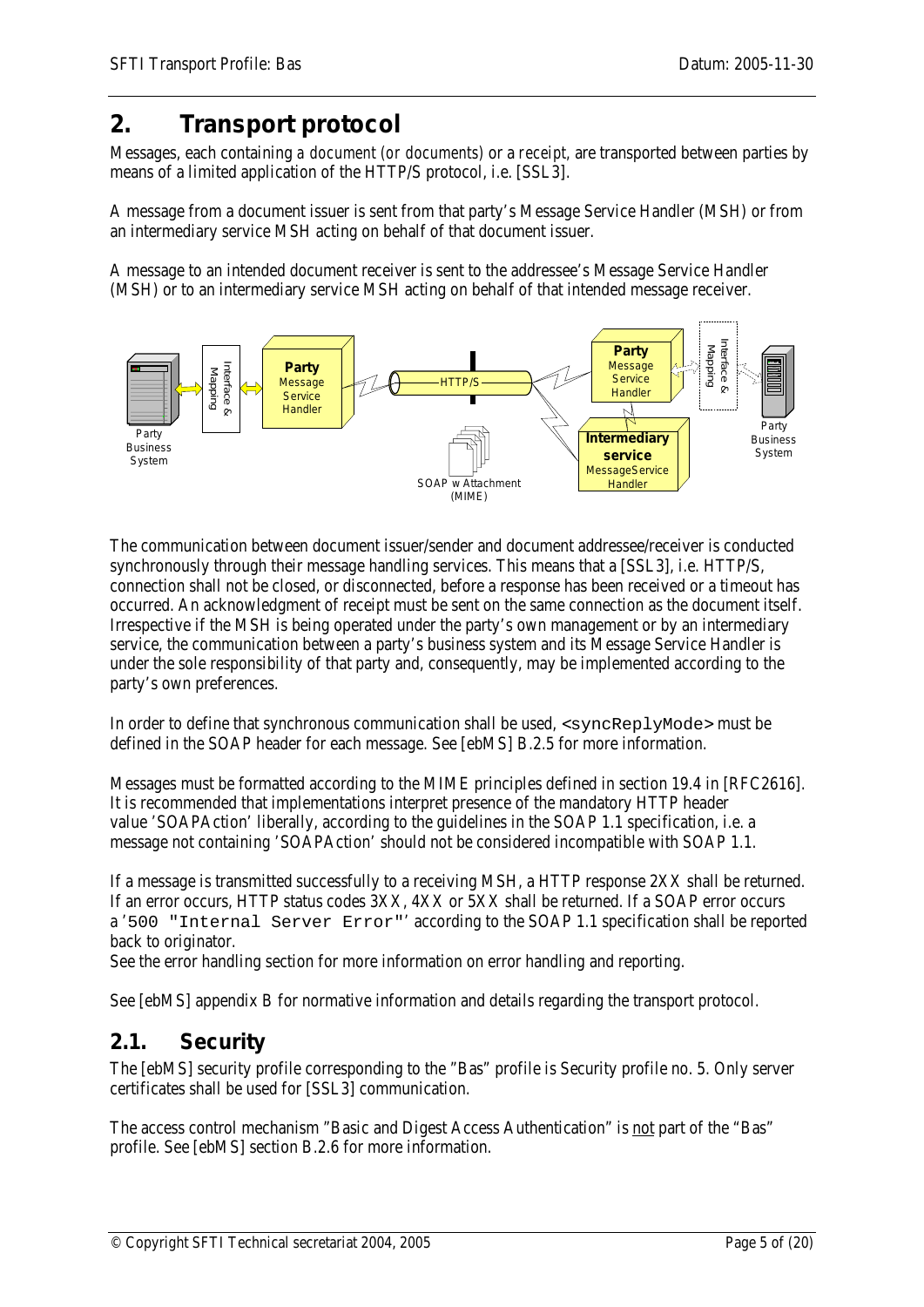## 2. Transport protocol

Messages, each containing *a document (or documents)* or a *receipt*, are transported between parties by means of a limited application of the HTTP/S protocol, i.e. [SSL3].

A message from a document issuer is sent from that party's Message Service Handler (MSH) or from an intermediary service MSH acting on behalf of that document issuer.

A message to an intended document receiver is sent to the addressee's Message Service Handler (MSH) or to an intermediary service MSH acting on behalf of that intended message receiver.

The communication between document issuer/sender and document addressee/receiver is conducted synchronously through their message handling services. This means that a [SSL3], i.e. HTTP/S, connection shall not be closed, or disconnected, before a response has been received or a timeout has occurred. An acknowledgment of receipt must be sent on the same connection as the document itself. Irrespective if the MSH is being operated under the party's own management or by an intermediary service, the communication between a party's business system and its Message Service Handler is under the sole responsibility of that party and, consequently, may be implemented according to the party's own preferences.

In order to define that synchronous communication shall be used, `<syncReplyMode>` must be defined in the SOAP header for each message. See [ebMS] B.2.5 for more information.

Messages must be formatted according to the MIME principles defined in section 19.4 in [RFC2616]. It is recommended that implementations interpret presence of the mandatory HTTP header value 'SOAPAction' liberally, according to the guidelines in the SOAP 1.1 specification, i.e. a message not containing 'SOAPAction' should not be considered incompatible with SOAP 1.1.

If a message is transmitted successfully to a receiving MSH, a HTTP response 2XX shall be returned. If an error occurs, HTTP status codes 3XX, 4XX or 5XX shall be returned. If a SOAP error occurs a '`500 "Internal Server Error"`' according to the SOAP 1.1 specification shall be reported back to originator.
See the error handling section for more information on error handling and reporting.

See [ebMS] appendix B for normative information and details regarding the transport protocol.

## 2.1. Security

The [ebMS] security profile corresponding to the "Bas" profile is Security profile no. 5. Only server certificates shall be used for [SSL3] communication.

The access control mechanism "Basic and Digest Access Authentication" is <u>not</u> part of the "Bas" profile. See [ebMS] section B.2.6 for more information.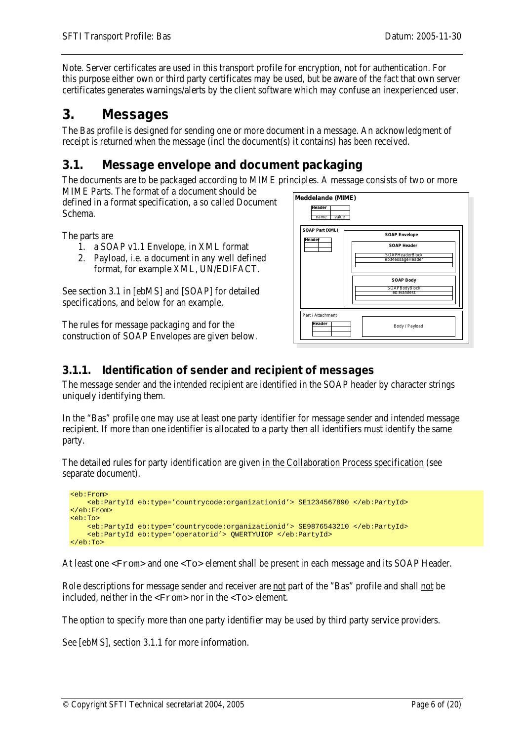Note. Server certificates are used in this transport profile for encryption, not for authentication. For this purpose either own or third party certificates may be used, but be aware of the fact that own server certificates generates warnings/alerts by the client software which may confuse an inexperienced user.

# 3. Messages

The Bas profile is designed for sending one or more document in a message. An acknowledgment of receipt is returned when the message (incl the document(s) it contains) has been received.

## 3.1. Message envelope and document packaging

The documents are to be packaged according to MIME principles. A message consists of two or more MIME Parts. The format of a document should be defined in a format specification, a so called Document Schema.

The parts are

1. a SOAP v1.1 Envelope, in XML format
2. Payload, i.e. a document in any well defined format, for example XML, UN/EDIFACT.

See section 3.1 in [ebMS] and [SOAP] for detailed specifications, and below for an example.

The rules for message packaging and for the construction of SOAP Envelopes are given below.

Meddelande (MIME)
Header
name | value

SOAP Part (XML)
Header
SOAP Envelope
SOAP Header
SOAPHeaderBlock
eb:MessageHeader
SOAP Body
SOAPBodyBlock
eb:Manifest

Part / Attachment
Header
Body / Payload

### 3.1.1. Identification of sender and recipient of messages

The message sender and the intended recipient are identified in the SOAP header by character strings uniquely identifying them.

In the "Bas" profile one may use at least one party identifier for message sender and intended message recipient. If more than one identifier is allocated to a party then all identifiers must identify the same party.

The detailed rules for party identification are given in the Collaboration Process specification (see separate document).

```
<eb:From>
    <eb:PartyId eb:type='countrycode:organizationid'> SE1234567890 </eb:PartyId>
</eb:From>
<eb:To>
    <eb:PartyId eb:type='countrycode:organizationid'> SE9876543210 </eb:PartyId>
    <eb:PartyId eb:type='operatorid'> QWERTYUIOP </eb:PartyId>
</eb:To>
```

At least one `<From>` and one `<To>` element shall be present in each message and its SOAP Header.

Role descriptions for message sender and receiver are not part of the "Bas" profile and shall not be included, neither in the `<From>` nor in the `<To>` element.

The option to specify more than one party identifier may be used by third party service providers.

See [ebMS], section 3.1.1 for more information.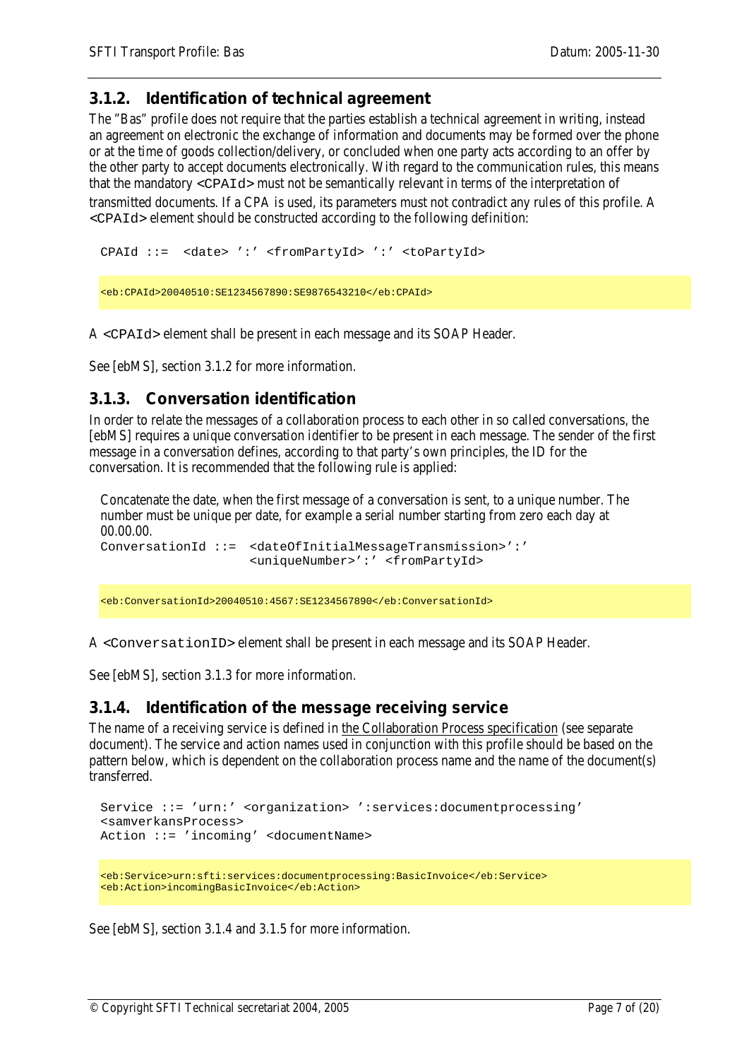### 3.1.2. Identification of technical agreement

The "Bas" profile does not require that the parties establish a technical agreement in writing, instead an agreement on electronic the exchange of information and documents may be formed over the phone or at the time of goods collection/delivery, or concluded when one party acts according to an offer by the other party to accept documents electronically. With regard to the communication rules, this means that the mandatory `<CPAId>` must not be semantically relevant in terms of the interpretation of transmitted documents. If a CPA is used, its parameters must not contradict any rules of this profile. A `<CPAId>` element should be constructed according to the following definition:

```
CPAId ::=  <date> ':' <fromPartyId> ':' <toPartyId>
```

```
<eb:CPAId>20040510:SE1234567890:SE9876543210</eb:CPAId>
```

A `<CPAId>` element shall be present in each message and its SOAP Header.

See [ebMS], section 3.1.2 for more information.

### 3.1.3. Conversation identification

In order to relate the messages of a collaboration process to each other in so called conversations, the [ebMS] requires a unique conversation identifier to be present in each message. The sender of the first message in a conversation defines, according to that party's own principles, the ID for the conversation. It is recommended that the following rule is applied:

Concatenate the date, when the first message of a conversation is sent, to a unique number. The number must be unique per date, for example a serial number starting from zero each day at 00.00.00.

```
ConversationId ::=  <dateOfInitialMessageTransmission>':'
                    <uniqueNumber>':' <fromPartyId>
```

```
<eb:ConversationId>20040510:4567:SE1234567890</eb:ConversationId>
```

A `<ConversationID>` element shall be present in each message and its SOAP Header.

See [ebMS], section 3.1.3 for more information.

### 3.1.4. Identification of the message receiving service

The name of a receiving service is defined in the Collaboration Process specification (see separate document). The service and action names used in conjunction with this profile should be based on the pattern below, which is dependent on the collaboration process name and the name of the document(s) transferred.

```
Service ::= 'urn:' <organization> ':services:documentprocessing'
<samverkansProcess>
Action ::= 'incoming' <documentName>
```

```
<eb:Service>urn:sfti:services:documentprocessing:BasicInvoice</eb:Service>
<eb:Action>incomingBasicInvoice</eb:Action>
```

See [ebMS], section 3.1.4 and 3.1.5 for more information.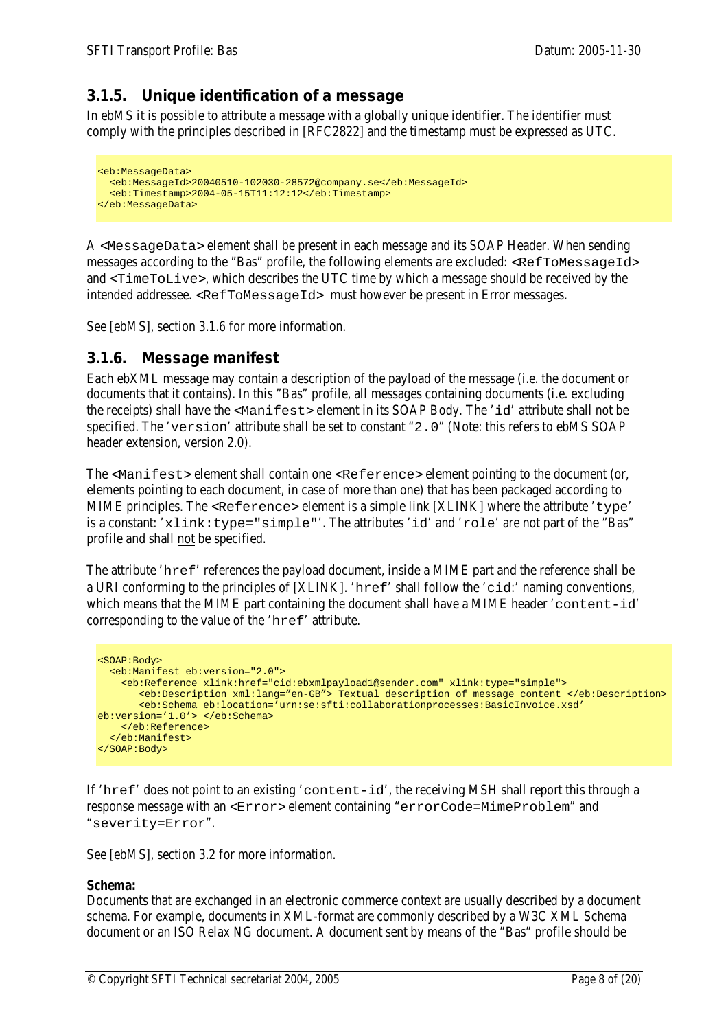### 3.1.5. Unique identification of a message

In ebMS it is possible to attribute a message with a globally unique identifier. The identifier must comply with the principles described in [RFC2822] and the timestamp must be expressed as UTC.

```
<eb:MessageData>
  <eb:MessageId>20040510-102030-28572@company.se</eb:MessageId>
  <eb:Timestamp>2004-05-15T11:12:12</eb:Timestamp>
</eb:MessageData>
```

A `<MessageData>` element shall be present in each message and its SOAP Header. When sending messages according to the "Bas" profile, the following elements are excluded: `<RefToMessageId>` and `<TimeToLive>`, which describes the UTC time by which a message should be received by the intended addressee. `<RefToMessageId>` must however be present in Error messages.

See [ebMS], section 3.1.6 for more information.

### 3.1.6. Message manifest

Each ebXML message may contain a description of the payload of the message (i.e. the document or documents that it contains). In this "Bas" profile, all messages containing documents (i.e. excluding the receipts) shall have the `<Manifest>` element in its SOAP Body. The '`id`' attribute shall not be specified. The '`version`' attribute shall be set to constant "`2.0`" (Note: this refers to ebMS SOAP header extension, version 2.0).

The `<Manifest>` element shall contain one `<Reference>` element pointing to the document (or, elements pointing to each document, in case of more than one) that has been packaged according to MIME principles. The `<Reference>` element is a simple link [XLINK] where the attribute '`type`' is a constant: '`xlink:type="simple"`'. The attributes '`id`' and '`role`' are not part of the "Bas" profile and shall not be specified.

The attribute '`href`' references the payload document, inside a MIME part and the reference shall be a URI conforming to the principles of [XLINK]. '`href`' shall follow the '`cid`:' naming conventions, which means that the MIME part containing the document shall have a MIME header '`content-id`' corresponding to the value of the '`href`' attribute.

```
<SOAP:Body>
  <eb:Manifest eb:version="2.0">
    <eb:Reference xlink:href="cid:ebxmlpayload1@sender.com" xlink:type="simple">
       <eb:Description xml:lang="en-GB"> Textual description of message content </eb:Description>
       <eb:Schema eb:location='urn:se:sfti:collaborationprocesses:BasicInvoice.xsd'
eb:version='1.0'> </eb:Schema>
    </eb:Reference>
  </eb:Manifest>
</SOAP:Body>
```

If '`href`' does not point to an existing '`content-id`', the receiving MSH shall report this through a response message with an `<Error>` element containing "`errorCode=MimeProblem`" and "`severity=Error`".

See [ebMS], section 3.2 for more information.

**Schema:**

Documents that are exchanged in an electronic commerce context are usually described by a document schema. For example, documents in XML-format are commonly described by a W3C XML Schema document or an ISO Relax NG document. A document sent by means of the "Bas" profile should be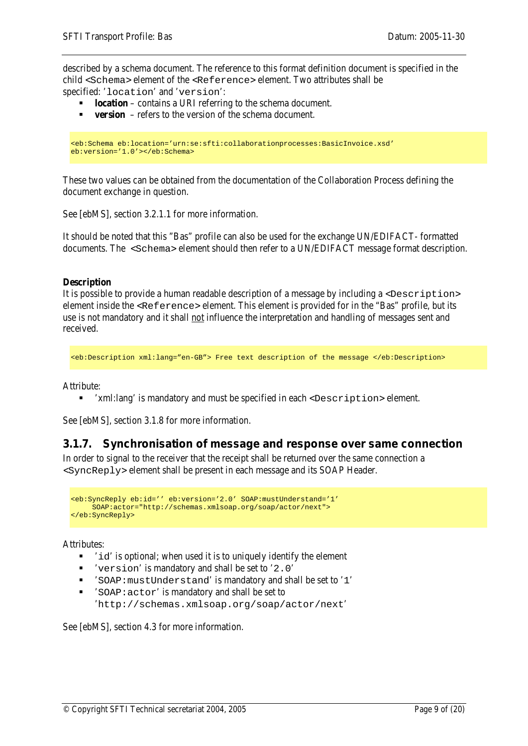described by a schema document. The reference to this format definition document is specified in the child `<Schema>` element of the `<Reference>` element. Two attributes shall be specified: '`location`' and '`version`':

- **location** – contains a URI referring to the schema document.
- **version** – refers to the version of the schema document.

```
<eb:Schema eb:location='urn:se:sfti:collaborationprocesses:BasicInvoice.xsd'
eb:version='1.0'></eb:Schema>
```

These two values can be obtained from the documentation of the Collaboration Process defining the document exchange in question.

See [ebMS], section 3.2.1.1 for more information.

It should be noted that this "Bas" profile can also be used for the exchange UN/EDIFACT- formatted documents. The `<Schema>` element should then refer to a UN/EDIFACT message format description.

**Description**

It is possible to provide a human readable description of a message by including a `<Description>` element inside the `<Reference>` element. This element is provided for in the "Bas" profile, but its use is not mandatory and it shall <u>not</u> influence the interpretation and handling of messages sent and received.

```
<eb:Description xml:lang="en-GB"> Free text description of the message </eb:Description>
```

Attribute:

- 'xml:lang' is mandatory and must be specified in each `<Description>` element.

See [ebMS], section 3.1.8 for more information.

### 3.1.7. Synchronisation of message and response over same connection

In order to signal to the receiver that the receipt shall be returned over the same connection a `<SyncReply>` element shall be present in each message and its SOAP Header.

```
<eb:SyncReply eb:id='' eb:version='2.0' SOAP:mustUnderstand='1'
     SOAP:actor="http://schemas.xmlsoap.org/soap/actor/next">
</eb:SyncReply>
```

Attributes:

- '`id`' is optional; when used it is to uniquely identify the element
- '`version`' is mandatory and shall be set to '`2.0`'
- '`SOAP:mustUnderstand`' is mandatory and shall be set to '`1`'
- '`SOAP:actor`' is mandatory and shall be set to '`http://schemas.xmlsoap.org/soap/actor/next`'

See [ebMS], section 4.3 for more information.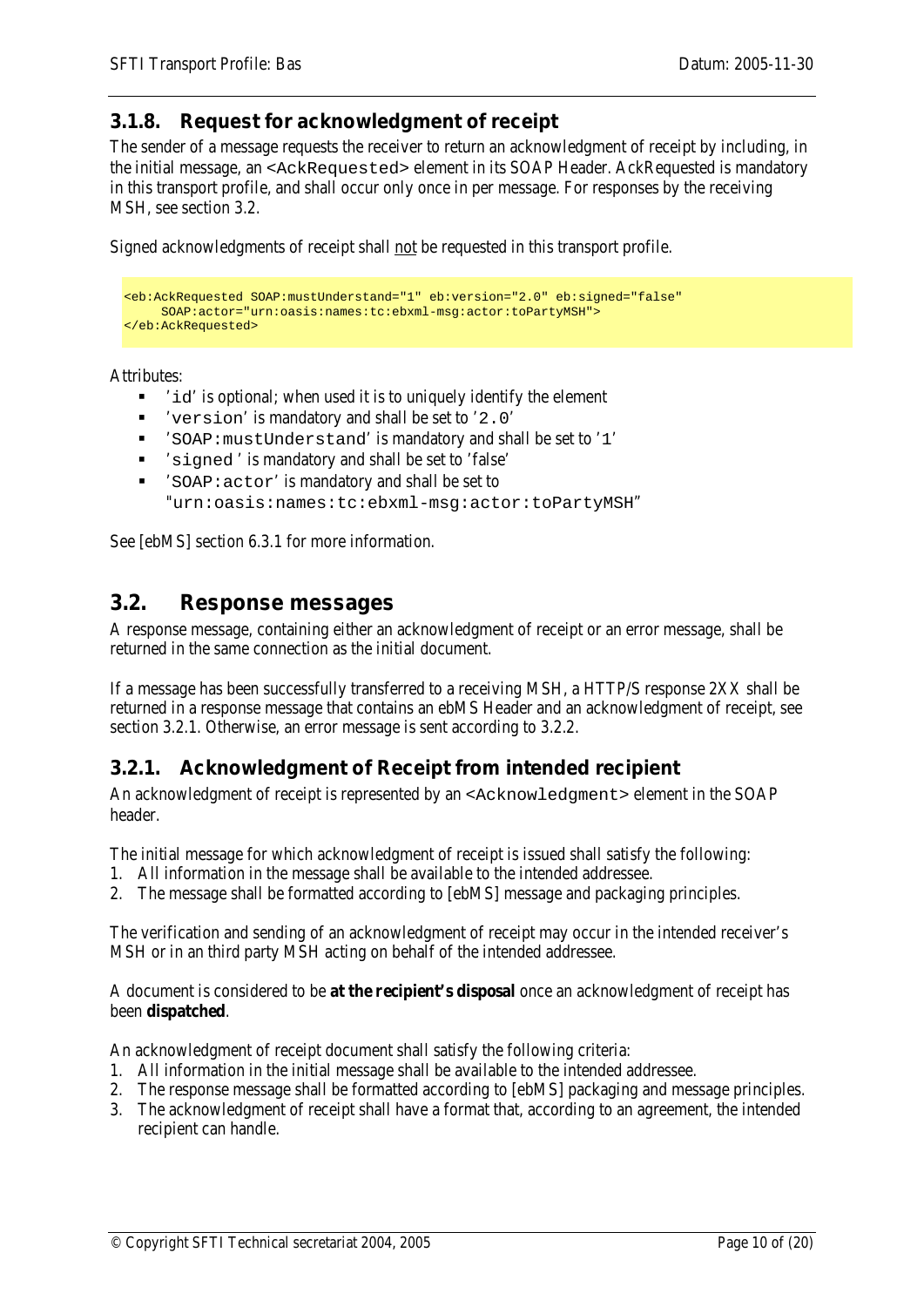### 3.1.8. Request for acknowledgment of receipt

The sender of a message requests the receiver to return an acknowledgment of receipt by including, in the initial message, an `<AckRequested>` element in its SOAP Header. AckRequested is mandatory in this transport profile, and shall occur only once in per message. For responses by the receiving MSH, see section 3.2.

Signed acknowledgments of receipt shall <u>not</u> be requested in this transport profile.

```
<eb:AckRequested SOAP:mustUnderstand="1" eb:version="2.0" eb:signed="false"
     SOAP:actor="urn:oasis:names:tc:ebxml-msg:actor:toPartyMSH">
</eb:AckRequested>
```

Attributes:

- '`id`' is optional; when used it is to uniquely identify the element
- '`version`' is mandatory and shall be set to '`2.0`'
- '`SOAP:mustUnderstand`' is mandatory and shall be set to '`1`'
- '`signed` ' is mandatory and shall be set to 'false'
- '`SOAP:actor`' is mandatory and shall be set to "`urn:oasis:names:tc:ebxml-msg:actor:toPartyMSH`"

See [ebMS] section 6.3.1 for more information.

## 3.2. Response messages

A response message, containing either an acknowledgment of receipt or an error message, shall be returned in the same connection as the initial document.

If a message has been successfully transferred to a receiving MSH, a HTTP/S response 2XX shall be returned in a response message that contains an ebMS Header and an acknowledgment of receipt, see section 3.2.1. Otherwise, an error message is sent according to 3.2.2.

### 3.2.1. Acknowledgment of Receipt from intended recipient

An acknowledgment of receipt is represented by an `<Acknowledgment>` element in the SOAP header.

The initial message for which acknowledgment of receipt is issued shall satisfy the following:

1. All information in the message shall be available to the intended addressee.
2. The message shall be formatted according to [ebMS] message and packaging principles.

The verification and sending of an acknowledgment of receipt may occur in the intended receiver's MSH or in an third party MSH acting on behalf of the intended addressee.

A document is considered to be **at the recipient's disposal** once an acknowledgment of receipt has been **dispatched**.

An acknowledgment of receipt document shall satisfy the following criteria:

1. All information in the initial message shall be available to the intended addressee.
2. The response message shall be formatted according to [ebMS] packaging and message principles.
3. The acknowledgment of receipt shall have a format that, according to an agreement, the intended recipient can handle.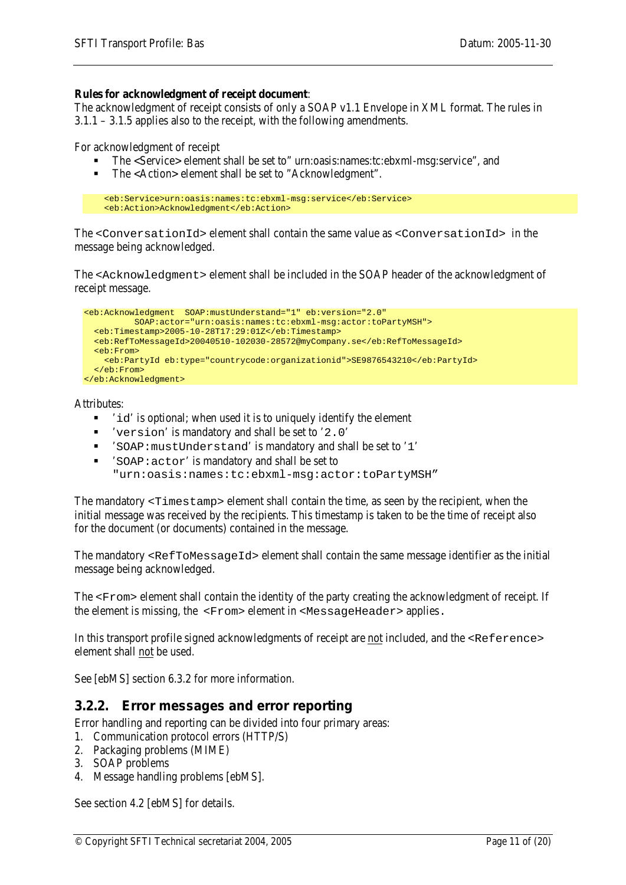**Rules for acknowledgment of receipt document**:
The acknowledgment of receipt consists of only a SOAP v1.1 Envelope in XML format. The rules in 3.1.1 – 3.1.5 applies also to the receipt, with the following amendments.

For acknowledgment of receipt

- The <Service> element shall be set to" urn:oasis:names:tc:ebxml-msg:service", and
- The <Action> element shall be set to "Acknowledgment".

```
<eb:Service>urn:oasis:names:tc:ebxml-msg:service</eb:Service>
<eb:Action>Acknowledgment</eb:Action>
```

The `<ConversationId>` element shall contain the same value as `<ConversationId>` in the message being acknowledged.

The `<Acknowledgment>` element shall be included in the SOAP header of the acknowledgment of receipt message.

```
<eb:Acknowledgment  SOAP:mustUnderstand="1" eb:version="2.0"
          SOAP:actor="urn:oasis:names:tc:ebxml-msg:actor:toPartyMSH">
  <eb:Timestamp>2005-10-28T17:29:01Z</eb:Timestamp>
  <eb:RefToMessageId>20040510-102030-28572@myCompany.se</eb:RefToMessageId>
  <eb:From>
    <eb:PartyId eb:type="countrycode:organizationid">SE9876543210</eb:PartyId>
  </eb:From>
</eb:Acknowledgment>
```

Attributes:

- '`id`' is optional; when used it is to uniquely identify the element
- '`version`' is mandatory and shall be set to '`2.0`'
- '`SOAP:mustUnderstand`' is mandatory and shall be set to '`1`'
- '`SOAP:actor`' is mandatory and shall be set to `"urn:oasis:names:tc:ebxml-msg:actor:toPartyMSH"`

The mandatory `<Timestamp>` element shall contain the time, as seen by the recipient, when the initial message was received by the recipients. This timestamp is taken to be the time of receipt also for the document (or documents) contained in the message.

The mandatory `<RefToMessageId>` element shall contain the same message identifier as the initial message being acknowledged.

The `<From>` element shall contain the identity of the party creating the acknowledgment of receipt. If the element is missing, the `<From>` element in `<MessageHeader>` applies.

In this transport profile signed acknowledgments of receipt are not included, and the `<Reference>` element shall not be used.

See [ebMS] section 6.3.2 for more information.

## 3.2.2. Error messages and error reporting

Error handling and reporting can be divided into four primary areas:

1. Communication protocol errors (HTTP/S)
2. Packaging problems (MIME)
3. SOAP problems
4. Message handling problems [ebMS].

See section 4.2 [ebMS] for details.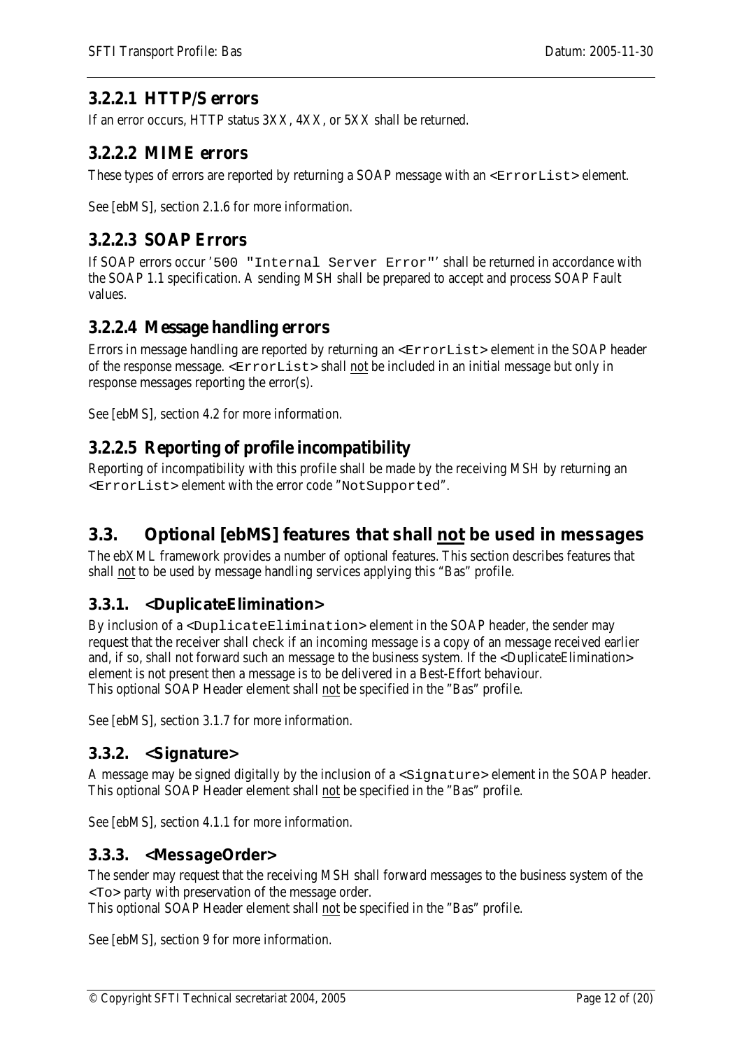### 3.2.2.1 HTTP/S errors

If an error occurs, HTTP status 3XX, 4XX, or 5XX shall be returned.

### 3.2.2.2 MIME errors

These types of errors are reported by returning a SOAP message with an `<ErrorList>` element.

See [ebMS], section 2.1.6 for more information.

### 3.2.2.3 SOAP Errors

If SOAP errors occur '`500 "Internal Server Error"`' shall be returned in accordance with the SOAP 1.1 specification. A sending MSH shall be prepared to accept and process SOAP Fault values.

### 3.2.2.4 Message handling errors

Errors in message handling are reported by returning an `<ErrorList>` element in the SOAP header of the response message. `<ErrorList>` shall <u>not</u> be included in an initial message but only in response messages reporting the error(s).

See [ebMS], section 4.2 for more information.

### 3.2.2.5 Reporting of profile incompatibility

Reporting of incompatibility with this profile shall be made by the receiving MSH by returning an `<ErrorList>` element with the error code "`NotSupported`".

## 3.3. Optional [ebMS] features that shall <u>not</u> be used in messages

The ebXML framework provides a number of optional features. This section describes features that shall <u>not</u> to be used by message handling services applying this "Bas" profile.

### 3.3.1. <DuplicateElimination>

By inclusion of a `<DuplicateElimination>` element in the SOAP header, the sender may request that the receiver shall check if an incoming message is a copy of an message received earlier and, if so, shall not forward such an message to the business system. If the <DuplicateElimination> element is not present then a message is to be delivered in a Best-Effort behaviour.
This optional SOAP Header element shall <u>not</u> be specified in the "Bas" profile.

See [ebMS], section 3.1.7 for more information.

### 3.3.2. <Signature>

A message may be signed digitally by the inclusion of a `<Signature>` element in the SOAP header.
This optional SOAP Header element shall <u>not</u> be specified in the "Bas" profile.

See [ebMS], section 4.1.1 for more information.

### 3.3.3. <MessageOrder>

The sender may request that the receiving MSH shall forward messages to the business system of the `<To>` party with preservation of the message order.
This optional SOAP Header element shall <u>not</u> be specified in the "Bas" profile.

See [ebMS], section 9 for more information.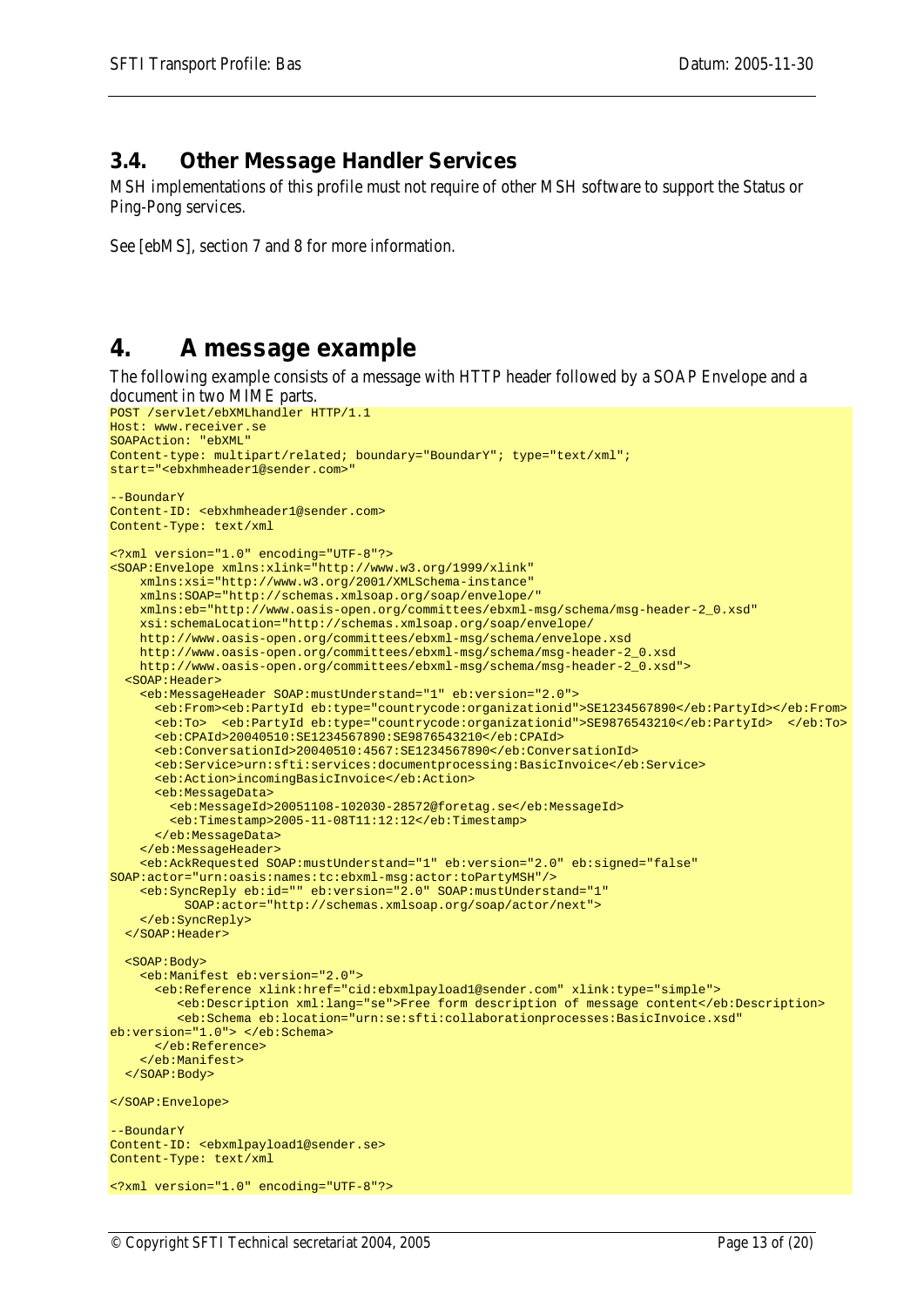## 3.4. Other Message Handler Services

MSH implementations of this profile must not require of other MSH software to support the Status or Ping-Pong services.

See [ebMS], section 7 and 8 for more information.

# 4. A message example

The following example consists of a message with HTTP header followed by a SOAP Envelope and a document in two MIME parts.

```
POST /servlet/ebXMLhandler HTTP/1.1
Host: www.receiver.se
SOAPAction: "ebXML"
Content-type: multipart/related; boundary="BoundarY"; type="text/xml";
start="<ebxhmheader1@sender.com>"

--BoundarY
Content-ID: <ebxhmheader1@sender.com>
Content-Type: text/xml

<?xml version="1.0" encoding="UTF-8"?>
<SOAP:Envelope xmlns:xlink="http://www.w3.org/1999/xlink"
    xmlns:xsi="http://www.w3.org/2001/XMLSchema-instance"
    xmlns:SOAP="http://schemas.xmlsoap.org/soap/envelope/"
    xmlns:eb="http://www.oasis-open.org/committees/ebxml-msg/schema/msg-header-2_0.xsd"
    xsi:schemaLocation="http://schemas.xmlsoap.org/soap/envelope/
    http://www.oasis-open.org/committees/ebxml-msg/schema/envelope.xsd
    http://www.oasis-open.org/committees/ebxml-msg/schema/msg-header-2_0.xsd
    http://www.oasis-open.org/committees/ebxml-msg/schema/msg-header-2_0.xsd">
  <SOAP:Header>
    <eb:MessageHeader SOAP:mustUnderstand="1" eb:version="2.0">
      <eb:From><eb:PartyId eb:type="countrycode:organizationid">SE1234567890</eb:PartyId></eb:From>
      <eb:To>  <eb:PartyId eb:type="countrycode:organizationid">SE9876543210</eb:PartyId>  </eb:To>
      <eb:CPAId>20040510:SE1234567890:SE9876543210</eb:CPAId>
      <eb:ConversationId>20040510:4567:SE1234567890</eb:ConversationId>
      <eb:Service>urn:sfti:services:documentprocessing:BasicInvoice</eb:Service>
      <eb:Action>incomingBasicInvoice</eb:Action>
      <eb:MessageData>
        <eb:MessageId>20051108-102030-28572@foretag.se</eb:MessageId>
        <eb:Timestamp>2005-11-08T11:12:12</eb:Timestamp>
      </eb:MessageData>
    </eb:MessageHeader>
    <eb:AckRequested SOAP:mustUnderstand="1" eb:version="2.0" eb:signed="false"
SOAP:actor="urn:oasis:names:tc:ebxml-msg:actor:toPartyMSH"/>
    <eb:SyncReply eb:id="" eb:version="2.0" SOAP:mustUnderstand="1"
          SOAP:actor="http://schemas.xmlsoap.org/soap/actor/next">
    </eb:SyncReply>
  </SOAP:Header>

  <SOAP:Body>
    <eb:Manifest eb:version="2.0">
      <eb:Reference xlink:href="cid:ebxmlpayload1@sender.com" xlink:type="simple">
         <eb:Description xml:lang="se">Free form description of message content</eb:Description>
         <eb:Schema eb:location="urn:se:sfti:collaborationprocesses:BasicInvoice.xsd"
eb:version="1.0"> </eb:Schema>
      </eb:Reference>
    </eb:Manifest>
  </SOAP:Body>

</SOAP:Envelope>

--BoundarY
Content-ID: <ebxmlpayload1@sender.se>
Content-Type: text/xml

<?xml version="1.0" encoding="UTF-8"?>
```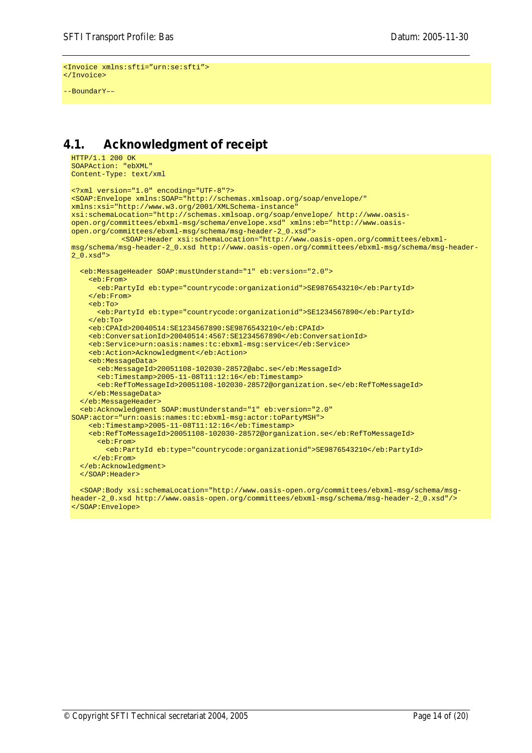```
<Invoice xmlns:sfti="urn:se:sfti">
</Invoice>

--BoundarY––
```

## 4.1. Acknowledgment of receipt

```
HTTP/1.1 200 OK
SOAPAction: "ebXML"
Content-Type: text/xml

<?xml version="1.0" encoding="UTF-8"?>
<SOAP:Envelope xmlns:SOAP="http://schemas.xmlsoap.org/soap/envelope/"
xmlns:xsi="http://www.w3.org/2001/XMLSchema-instance"
xsi:schemaLocation="http://schemas.xmlsoap.org/soap/envelope/ http://www.oasis-
open.org/committees/ebxml-msg/schema/envelope.xsd" xmlns:eb="http://www.oasis-
open.org/committees/ebxml-msg/schema/msg-header-2_0.xsd">
          <SOAP:Header xsi:schemaLocation="http://www.oasis-open.org/committees/ebxml-
msg/schema/msg-header-2_0.xsd http://www.oasis-open.org/committees/ebxml-msg/schema/msg-header-
2_0.xsd">

   <eb:MessageHeader SOAP:mustUnderstand="1" eb:version="2.0">
     <eb:From>
       <eb:PartyId eb:type="countrycode:organizationid">SE9876543210</eb:PartyId>
     </eb:From>
     <eb:To>
       <eb:PartyId eb:type="countrycode:organizationid">SE1234567890</eb:PartyId>
     </eb:To>
     <eb:CPAId>20040514:SE1234567890:SE9876543210</eb:CPAId>
     <eb:ConversationId>20040514:4567:SE1234567890</eb:ConversationId>
     <eb:Service>urn:oasis:names:tc:ebxml-msg:service</eb:Service>
     <eb:Action>Acknowledgment</eb:Action>
     <eb:MessageData>
       <eb:MessageId>20051108-102030-28572@abc.se</eb:MessageId>
       <eb:Timestamp>2005-11-08T11:12:16</eb:Timestamp>
       <eb:RefToMessageId>20051108-102030-28572@organization.se</eb:RefToMessageId>
     </eb:MessageData>
   </eb:MessageHeader>
   <eb:Acknowledgment SOAP:mustUnderstand="1" eb:version="2.0"
SOAP:actor="urn:oasis:names:tc:ebxml-msg:actor:toPartyMSH">
     <eb:Timestamp>2005-11-08T11:12:16</eb:Timestamp>
     <eb:RefToMessageId>20051108-102030-28572@organization.se</eb:RefToMessageId>
       <eb:From>
         <eb:PartyId eb:type="countrycode:organizationid">SE9876543210</eb:PartyId>
      </eb:From>
   </eb:Acknowledgment>
   </SOAP:Header>

   <SOAP:Body xsi:schemaLocation="http://www.oasis-open.org/committees/ebxml-msg/schema/msg-
header-2_0.xsd http://www.oasis-open.org/committees/ebxml-msg/schema/msg-header-2_0.xsd"/>
</SOAP:Envelope>
```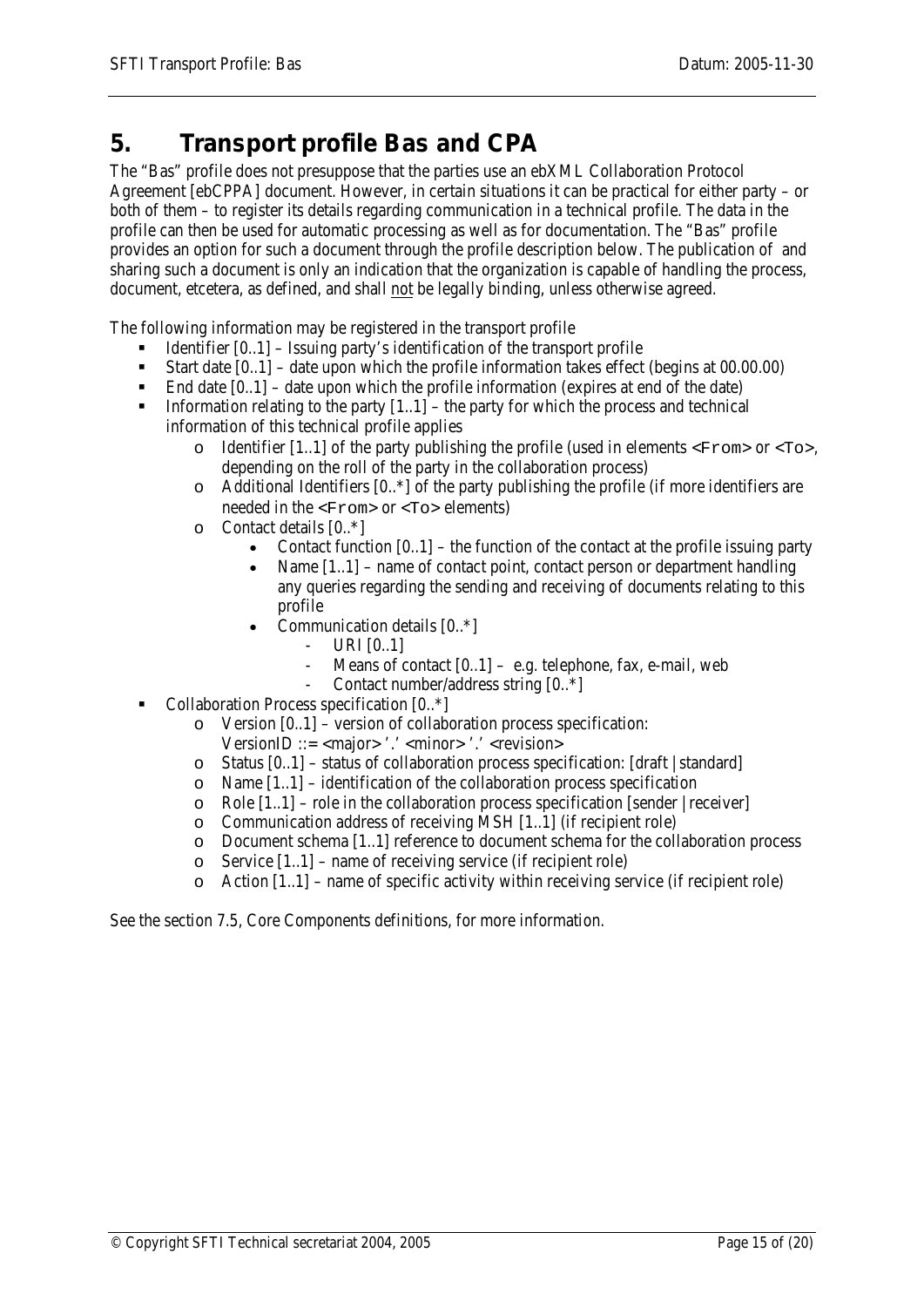# 5. Transport profile Bas and CPA

The "Bas" profile does not presuppose that the parties use an ebXML Collaboration Protocol Agreement [ebCPPA] document. However, in certain situations it can be practical for either party – or both of them – to register its details regarding communication in a technical profile. The data in the profile can then be used for automatic processing as well as for documentation. The "Bas" profile provides an option for such a document through the profile description below. The publication of and sharing such a document is only an indication that the organization is capable of handling the process, document, etcetera, as defined, and shall <u>not</u> be legally binding, unless otherwise agreed.

The following information may be registered in the transport profile

- Identifier [0..1] – Issuing party's identification of the transport profile
- Start date [0..1] – date upon which the profile information takes effect (begins at 00.00.00)
- End date [0..1] – date upon which the profile information (expires at end of the date)
- Information relating to the party [1..1] – the party for which the process and technical information of this technical profile applies
    - Identifier [1..1] of the party publishing the profile (used in elements `<From>` or `<To>`, depending on the roll of the party in the collaboration process)
    - Additional Identifiers [0..*] of the party publishing the profile (if more identifiers are needed in the `<From>` or `<To>` elements)
    - Contact details [0..*]
        - Contact function [0..1] – the function of the contact at the profile issuing party
        - Name [1..1] – name of contact point, contact person or department handling any queries regarding the sending and receiving of documents relating to this profile
        - Communication details [0..*]
            - URI [0..1]
            - Means of contact [0..1] – e.g. telephone, fax, e-mail, web
            - Contact number/address string [0..*]
- Collaboration Process specification [0..*]
    - Version [0..1] – version of collaboration process specification:
      VersionID ::= <major> '.' <minor> '.' <revision>
    - Status [0..1] – status of collaboration process specification: [draft | standard]
    - Name [1..1] – identification of the collaboration process specification
    - Role [1..1] – role in the collaboration process specification [sender | receiver]
    - Communication address of receiving MSH [1..1] (if recipient role)
    - Document schema [1..1] reference to document schema for the collaboration process
    - Service [1..1] – name of receiving service (if recipient role)
    - Action [1..1] – name of specific activity within receiving service (if recipient role)

See the section 7.5, Core Components definitions, for more information.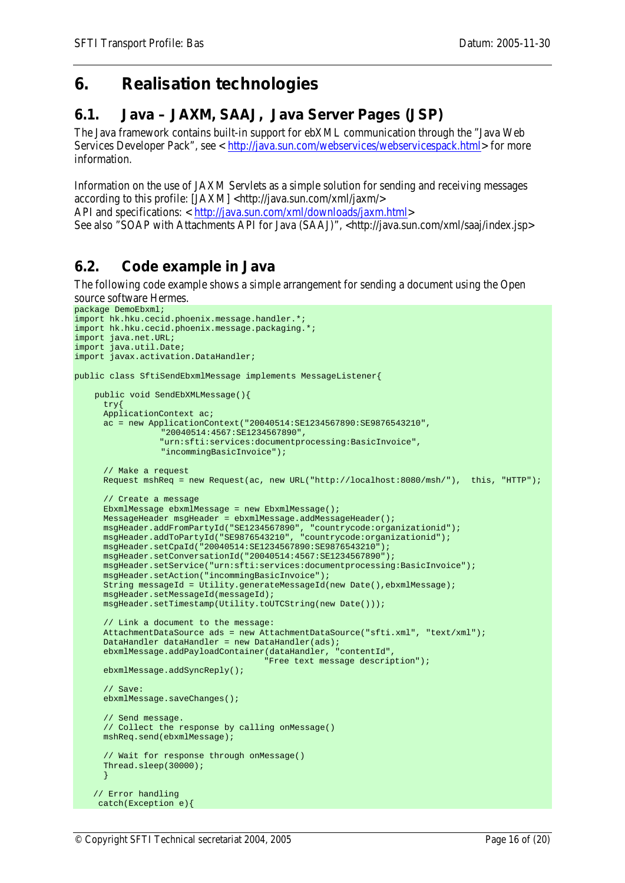# 6. Realisation technologies

## 6.1. Java – JAXM, SAAJ, Java Server Pages (JSP)

The Java framework contains built-in support for ebXML communication through the "Java Web Services Developer Pack", see < http://java.sun.com/webservices/webservicespack.html> for more information.

Information on the use of JAXM Servlets as a simple solution for sending and receiving messages according to this profile: [JAXM] <http://java.sun.com/xml/jaxm/>
API and specifications: < http://java.sun.com/xml/downloads/jaxm.html>
See also "SOAP with Attachments API for Java (SAAJ)", <http://java.sun.com/xml/saaj/index.jsp>

## 6.2. Code example in Java

The following code example shows a simple arrangement for sending a document using the Open source software Hermes.

```
package DemoEbxml;
import hk.hku.cecid.phoenix.message.handler.*;
import hk.hku.cecid.phoenix.message.packaging.*;
import java.net.URL;
import java.util.Date;
import javax.activation.DataHandler;

public class SftiSendEbxmlMessage implements MessageListener{

    public void SendEbXMLMessage(){
      try{
      ApplicationContext ac;
      ac = new ApplicationContext("20040514:SE1234567890:SE9876543210",
                 "20040514:4567:SE1234567890",
                "urn:sfti:services:documentprocessing:BasicInvoice",
                 "incommingBasicInvoice");

      // Make a request
      Request mshReq = new Request(ac, new URL("http://localhost:8080/msh/"),  this, "HTTP");

      // Create a message
      EbxmlMessage ebxmlMessage = new EbxmlMessage();
      MessageHeader msgHeader = ebxmlMessage.addMessageHeader();
      msgHeader.addFromPartyId("SE1234567890", "countrycode:organizationid");
      msgHeader.addToPartyId("SE9876543210", "countrycode:organizationid");
      msgHeader.setCpaId("20040514:SE1234567890:SE9876543210");
      msgHeader.setConversationId("20040514:4567:SE1234567890");
      msgHeader.setService("urn:sfti:services:documentprocessing:BasicInvoice");
      msgHeader.setAction("incommingBasicInvoice");
      String messageId = Utility.generateMessageId(new Date(),ebxmlMessage);
      msgHeader.setMessageId(messageId);
      msgHeader.setTimestamp(Utility.toUTCString(new Date()));

      // Link a document to the message:
      AttachmentDataSource ads = new AttachmentDataSource("sfti.xml", "text/xml");
      DataHandler dataHandler = new DataHandler(ads);
      ebxmlMessage.addPayloadContainer(dataHandler, "contentId",
                                   "Free text message description");
      ebxmlMessage.addSyncReply();

      // Save:
      ebxmlMessage.saveChanges();

      // Send message.
      // Collect the response by calling onMessage()
      mshReq.send(ebxmlMessage);

      // Wait for response through onMessage()
      Thread.sleep(30000);
      }

    // Error handling
     catch(Exception e){
```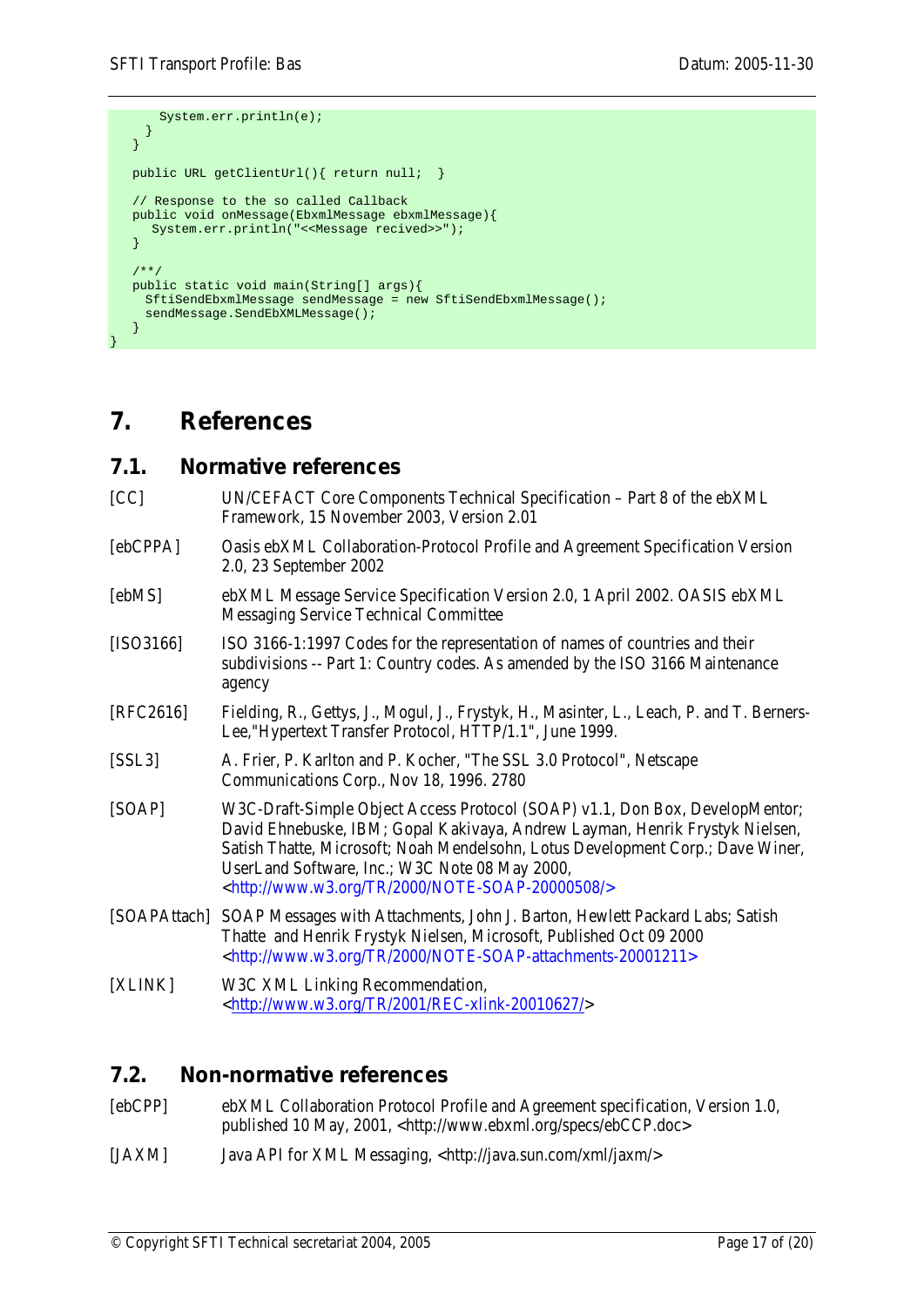```java
      System.err.println(e);
    }
  }

  public URL getClientUrl(){ return null;  }

  // Response to the so called Callback
  public void onMessage(EbxmlMessage ebxmlMessage){
     System.err.println("<<Message recived>>");
  }

  /**/
  public static void main(String[] args){
    SftiSendEbxmlMessage sendMessage = new SftiSendEbxmlMessage();
    sendMessage.SendEbXMLMessage();
  }
}
```

# 7. References

## 7.1. Normative references

[CC] UN/CEFACT Core Components Technical Specification – Part 8 of the ebXML Framework, 15 November 2003, Version 2.01

[ebCPPA] Oasis ebXML Collaboration-Protocol Profile and Agreement Specification Version 2.0, 23 September 2002

[ebMS] ebXML Message Service Specification Version 2.0, 1 April 2002. OASIS ebXML Messaging Service Technical Committee

[ISO3166] ISO 3166-1:1997 Codes for the representation of names of countries and their subdivisions -- Part 1: Country codes. As amended by the ISO 3166 Maintenance agency

[RFC2616] Fielding, R., Gettys, J., Mogul, J., Frystyk, H., Masinter, L., Leach, P. and T. Berners-Lee,"Hypertext Transfer Protocol, HTTP/1.1", June 1999.

[SSL3] A. Frier, P. Karlton and P. Kocher, "The SSL 3.0 Protocol", Netscape Communications Corp., Nov 18, 1996. 2780

[SOAP] W3C-Draft-Simple Object Access Protocol (SOAP) v1.1, Don Box, DevelopMentor; David Ehnebuske, IBM; Gopal Kakivaya, Andrew Layman, Henrik Frystyk Nielsen, Satish Thatte, Microsoft; Noah Mendelsohn, Lotus Development Corp.; Dave Winer, UserLand Software, Inc.; W3C Note 08 May 2000, <http://www.w3.org/TR/2000/NOTE-SOAP-20000508/>

[SOAPAttach] SOAP Messages with Attachments, John J. Barton, Hewlett Packard Labs; Satish Thatte and Henrik Frystyk Nielsen, Microsoft, Published Oct 09 2000 <http://www.w3.org/TR/2000/NOTE-SOAP-attachments-20001211>

[XLINK] W3C XML Linking Recommendation, <http://www.w3.org/TR/2001/REC-xlink-20010627/>

## 7.2. Non-normative references

[ebCPP] ebXML Collaboration Protocol Profile and Agreement specification, Version 1.0, published 10 May, 2001, <http://www.ebxml.org/specs/ebCCP.doc>

[JAXM] Java API for XML Messaging, <http://java.sun.com/xml/jaxm/>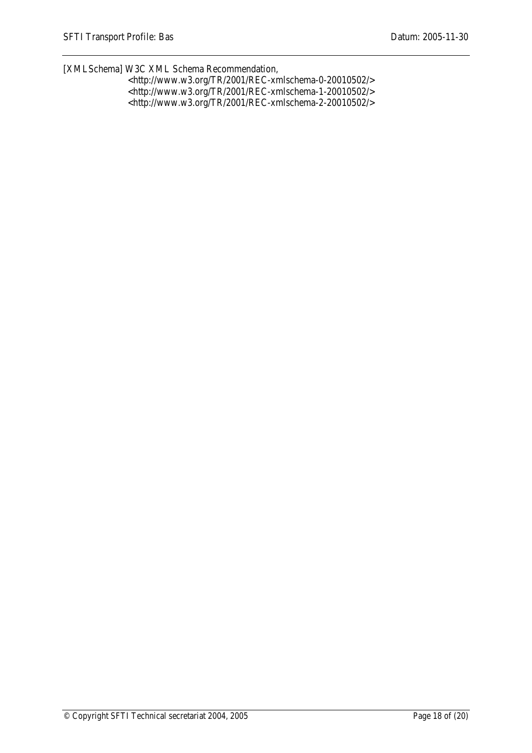[XMLSchema] W3C XML Schema Recommendation,
<http://www.w3.org/TR/2001/REC-xmlschema-0-20010502/>
<http://www.w3.org/TR/2001/REC-xmlschema-1-20010502/>
<http://www.w3.org/TR/2001/REC-xmlschema-2-20010502/>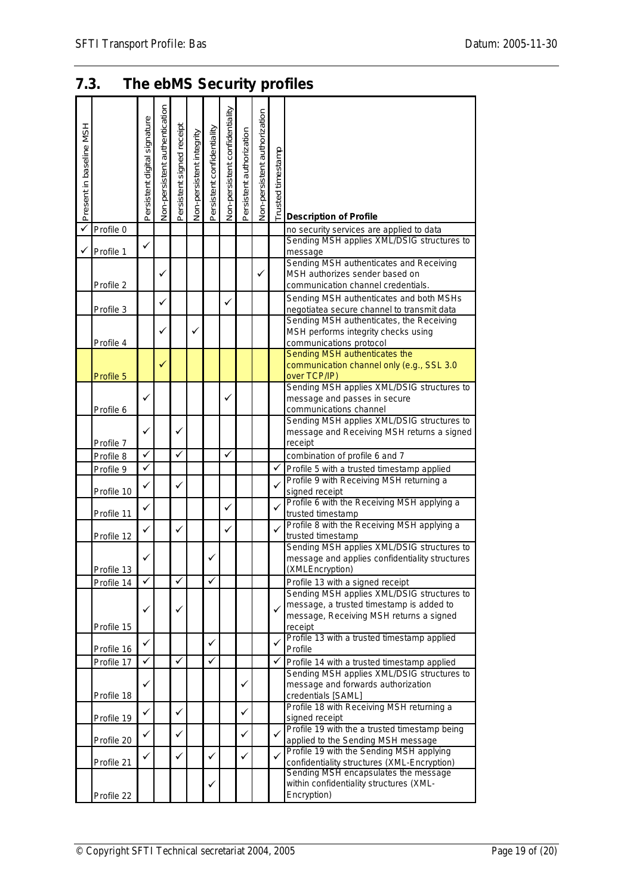## 7.3. The ebMS Security profiles

| Present in baseline MSH | | Persistent digital signature | Non-persistent authentication | Persistent signed receipt | Non-persistent integrity | Persistent confidentiality | Non-persistent confidentiality | Persistent authorization | Non-persistent authorization | Trusted timestamp | Description of Profile |
|---|---|---|---|---|---|---|---|---|---|---|---|
| ✓ | Profile 0 | | | | | | | | | | no security services are applied to data |
| ✓ | Profile 1 | ✓ | | | | | | | | | Sending MSH applies XML/DSIG structures to message |
| | Profile 2 | | ✓ | | | | | | ✓ | | Sending MSH authenticates and Receiving MSH authorizes sender based on communication channel credentials. |
| | Profile 3 | | ✓ | | | | ✓ | | | | Sending MSH authenticates and both MSHs negotiatea secure channel to transmit data |
| | Profile 4 | | ✓ | | ✓ | | | | | | Sending MSH authenticates, the Receiving MSH performs integrity checks using communications protocol |
| | Profile 5 | | ✓ | | | | | | | | Sending MSH authenticates the communication channel only (e.g., SSL 3.0 over TCP/IP) |
| | Profile 6 | ✓ | | | | | ✓ | | | | Sending MSH applies XML/DSIG structures to message and passes in secure communications channel |
| | Profile 7 | ✓ | | ✓ | | | | | | | Sending MSH applies XML/DSIG structures to message and Receiving MSH returns a signed receipt |
| | Profile 8 | ✓ | | ✓ | | | ✓ | | | | combination of profile 6 and 7 |
| | Profile 9 | ✓ | | | | | | | | ✓ | Profile 5 with a trusted timestamp applied |
| | Profile 10 | ✓ | | ✓ | | | | | | ✓ | Profile 9 with Receiving MSH returning a signed receipt |
| | Profile 11 | ✓ | | | | | ✓ | | | ✓ | Profile 6 with the Receiving MSH applying a trusted timestamp |
| | Profile 12 | ✓ | | ✓ | | | ✓ | | | ✓ | Profile 8 with the Receiving MSH applying a trusted timestamp |
| | Profile 13 | ✓ | | | | ✓ | | | | | Sending MSH applies XML/DSIG structures to message and applies confidentiality structures (XMLEncryption) |
| | Profile 14 | ✓ | | ✓ | | ✓ | | | | | Profile 13 with a signed receipt |
| | Profile 15 | ✓ | | ✓ | | | | | | ✓ | Sending MSH applies XML/DSIG structures to message, a trusted timestamp is added to message, Receiving MSH returns a signed receipt |
| | Profile 16 | ✓ | | | | ✓ | | | | ✓ | Profile 13 with a trusted timestamp applied Profile |
| | Profile 17 | ✓ | | ✓ | | ✓ | | | | ✓ | Profile 14 with a trusted timestamp applied |
| | Profile 18 | ✓ | | | | | | ✓ | | | Sending MSH applies XML/DSIG structures to message and forwards authorization credentials [SAML] |
| | Profile 19 | ✓ | | ✓ | | | | ✓ | | | Profile 18 with Receiving MSH returning a signed receipt |
| | Profile 20 | ✓ | | ✓ | | | | ✓ | | ✓ | Profile 19 with the a trusted timestamp being applied to the Sending MSH message |
| | Profile 21 | ✓ | | ✓ | | ✓ | | ✓ | | ✓ | Profile 19 with the Sending MSH applying confidentiality structures (XML-Encryption) |
| | Profile 22 | | | | | ✓ | | | | | Sending MSH encapsulates the message within confidentiality structures (XML-Encryption) |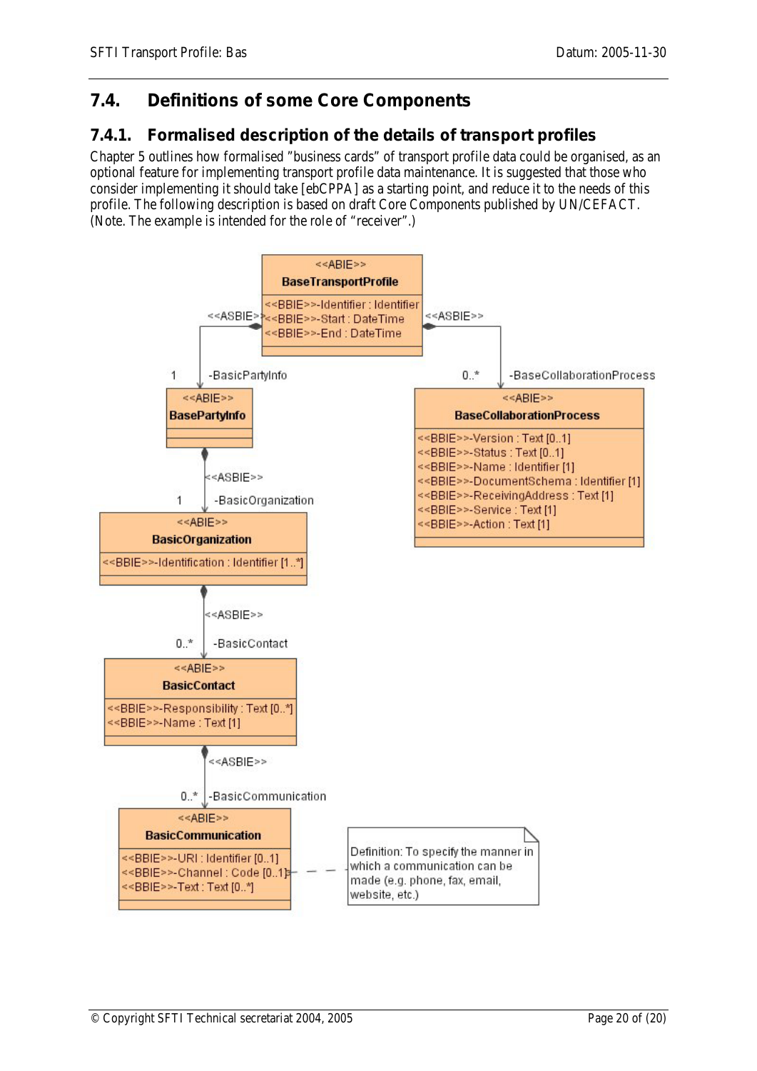## 7.4. Definitions of some Core Components

### 7.4.1. Formalised description of the details of transport profiles

Chapter 5 outlines how formalised "business cards" of transport profile data could be organised, as an optional feature for implementing transport profile data maintenance. It is suggested that those who consider implementing it should take [ebCPPA] as a starting point, and reduce it to the needs of this profile. The following description is based on draft Core Components published by UN/CEFACT. (Note. The example is intended for the role of "receiver".)

<<ABIE>>
BaseTransportProfile
<<BBIE>>-Identifier : Identifier
<<BBIE>>-Start : DateTime
<<BBIE>>-End : DateTime

<<ASBIE>>
1
-BasicPartyInfo

<<ASBIE>>
0..*
-BaseCollaborationProcess

<<ABIE>>
BasePartyInfo

<<ABIE>>
BaseCollaborationProcess
<<BBIE>>-Version : Text [0..1]
<<BBIE>>-Status : Text [0..1]
<<BBIE>>-Name : Identifier [1]
<<BBIE>>-DocumentSchema : Identifier [1]
<<BBIE>>-ReceivingAddress : Text [1]
<<BBIE>>-Service : Text [1]
<<BBIE>>-Action : Text [1]

<<ASBIE>>
1
-BasicOrganization

<<ABIE>>
BasicOrganization
<<BBIE>>-Identification : Identifier [1..*]

<<ASBIE>>
0..*
-BasicContact

<<ABIE>>
BasicContact
<<BBIE>>-Responsibility : Text [0..*]
<<BBIE>>-Name : Text [1]

<<ASBIE>>
0..*
-BasicCommunication

<<ABIE>>
BasicCommunication
<<BBIE>>-URI : Identifier [0..1]
<<BBIE>>-Channel : Code [0..1]
<<BBIE>>-Text : Text [0..*]

Definition: To specify the manner in which a communication can be made (e.g. phone, fax, email, website, etc.)